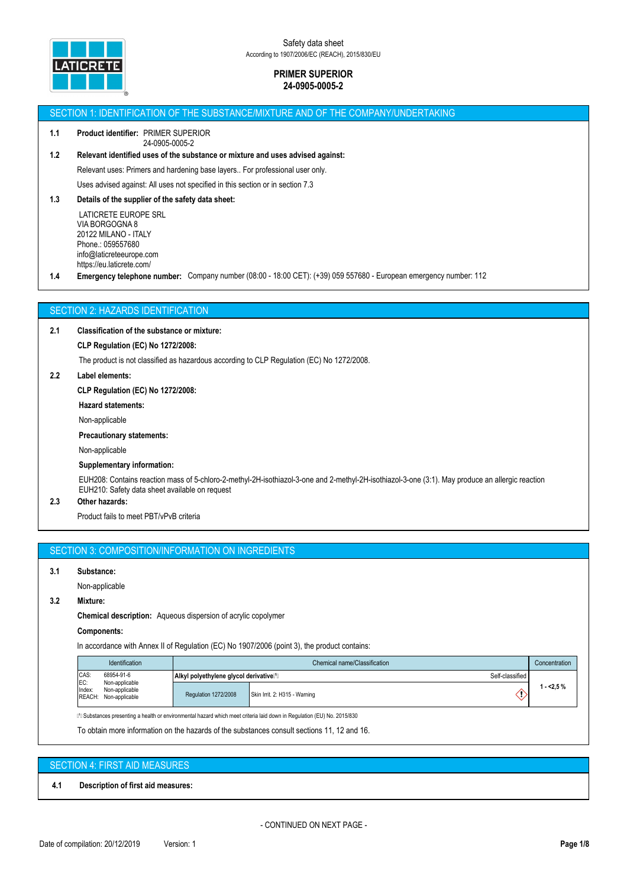Safety data sheet
According to 1907/2006/EC (REACH), 2015/830/EU

**PRIMER SUPERIOR**
**24-0905-0005-2**

## SECTION 1: IDENTIFICATION OF THE SUBSTANCE/MIXTURE AND OF THE COMPANY/UNDERTAKING

**1.1 Product identifier:** PRIMER SUPERIOR
24-0905-0005-2

**1.2 Relevant identified uses of the substance or mixture and uses advised against:**

Relevant uses: Primers and hardening base layers.. For professional user only.

Uses advised against: All uses not specified in this section or in section 7.3

**1.3 Details of the supplier of the safety data sheet:**

LATICRETE EUROPE SRL
VIA BORGOGNA 8
20122 MILANO - ITALY
Phone.: 059557680
info@laticreteeurope.com
https://eu.laticrete.com/

**1.4 Emergency telephone number:** Company number (08:00 - 18:00 CET): (+39) 059 557680 - European emergency number: 112

## SECTION 2: HAZARDS IDENTIFICATION

**2.1 Classification of the substance or mixture:**

**CLP Regulation (EC) No 1272/2008:**

The product is not classified as hazardous according to CLP Regulation (EC) No 1272/2008.

**2.2 Label elements:**

**CLP Regulation (EC) No 1272/2008:**

**Hazard statements:**

Non-applicable

**Precautionary statements:**

Non-applicable

**Supplementary information:**

EUH208: Contains reaction mass of 5-chloro-2-methyl-2H-isothiazol-3-one and 2-methyl-2H-isothiazol-3-one (3:1). May produce an allergic reaction
EUH210: Safety data sheet available on request

**2.3 Other hazards:**

Product fails to meet PBT/vPvB criteria

## SECTION 3: COMPOSITION/INFORMATION ON INGREDIENTS

**3.1 Substance:**

Non-applicable

**3.2 Mixture:**

**Chemical description:** Aqueous dispersion of acrylic copolymer

**Components:**

In accordance with Annex II of Regulation (EC) No 1907/2006 (point 3), the product contains:

| Identification | Chemical name/Classification | | Concentration |
|---|---|---|---|
| CAS: 68954-91-6<br>EC: Non-applicable<br>Index: Non-applicable<br>REACH: Non-applicable | **Alkyl polyethylene glycol derivative**[1] | Self-classified | 1 - <2,5 % |
| | Regulation 1272/2008 | Skin Irrit. 2: H315 - Warning | |

[1] Substances presenting a health or environmental hazard which meet criteria laid down in Regulation (EU) No. 2015/830

To obtain more information on the hazards of the substances consult sections 11, 12 and 16.

## SECTION 4: FIRST AID MEASURES

**4.1 Description of first aid measures:**

- CONTINUED ON NEXT PAGE -

Date of compilation: 20/12/2019 Version: 1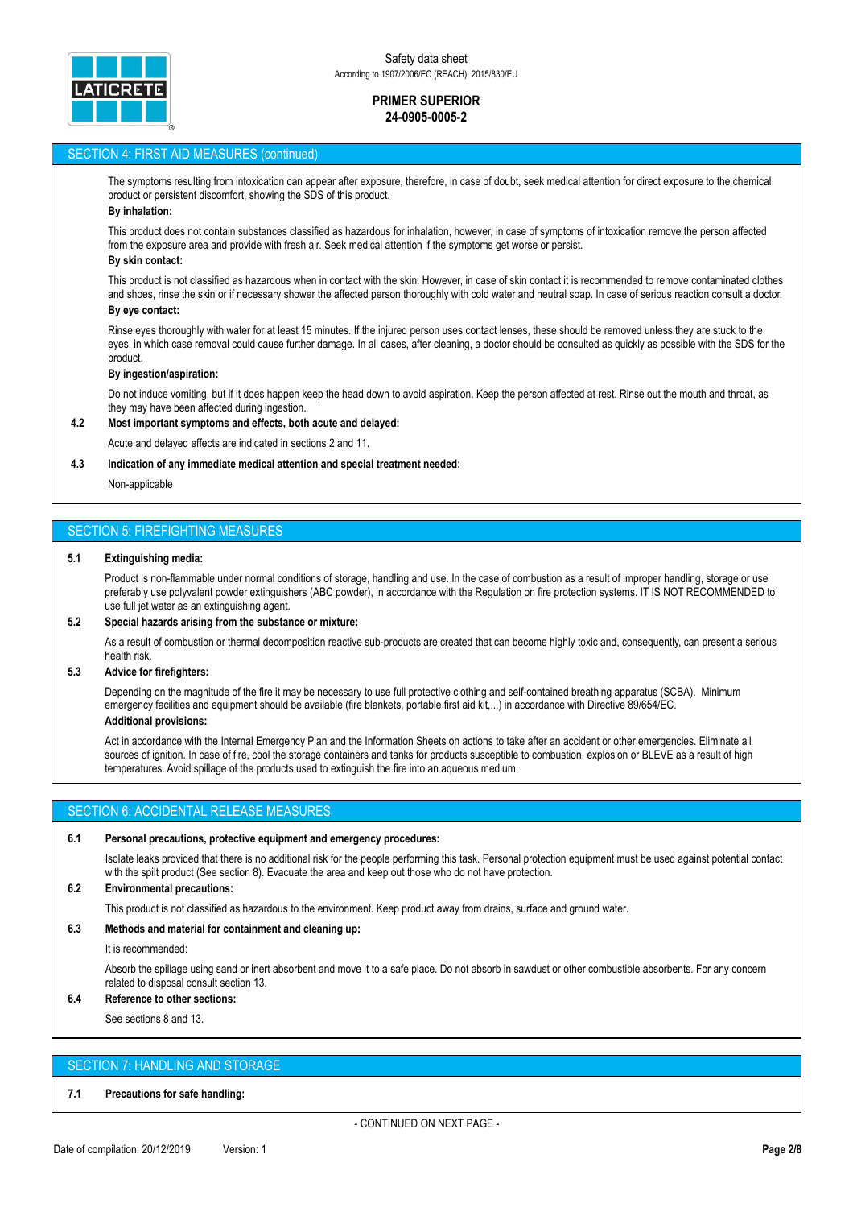## SECTION 4: FIRST AID MEASURES (continued)

The symptoms resulting from intoxication can appear after exposure, therefore, in case of doubt, seek medical attention for direct exposure to the chemical product or persistent discomfort, showing the SDS of this product.

**By inhalation:**

This product does not contain substances classified as hazardous for inhalation, however, in case of symptoms of intoxication remove the person affected from the exposure area and provide with fresh air. Seek medical attention if the symptoms get worse or persist.

**By skin contact:**

This product is not classified as hazardous when in contact with the skin. However, in case of skin contact it is recommended to remove contaminated clothes and shoes, rinse the skin or if necessary shower the affected person thoroughly with cold water and neutral soap. In case of serious reaction consult a doctor.

**By eye contact:**

Rinse eyes thoroughly with water for at least 15 minutes. If the injured person uses contact lenses, these should be removed unless they are stuck to the eyes, in which case removal could cause further damage. In all cases, after cleaning, a doctor should be consulted as quickly as possible with the SDS for the product.

**By ingestion/aspiration:**

Do not induce vomiting, but if it does happen keep the head down to avoid aspiration. Keep the person affected at rest. Rinse out the mouth and throat, as they may have been affected during ingestion.

**4.2 Most important symptoms and effects, both acute and delayed:**

Acute and delayed effects are indicated in sections 2 and 11.

**4.3 Indication of any immediate medical attention and special treatment needed:**

Non-applicable

## SECTION 5: FIREFIGHTING MEASURES

**5.1 Extinguishing media:**

Product is non-flammable under normal conditions of storage, handling and use. In the case of combustion as a result of improper handling, storage or use preferably use polyvalent powder extinguishers (ABC powder), in accordance with the Regulation on fire protection systems. IT IS NOT RECOMMENDED to use full jet water as an extinguishing agent.

**5.2 Special hazards arising from the substance or mixture:**

As a result of combustion or thermal decomposition reactive sub-products are created that can become highly toxic and, consequently, can present a serious health risk.

**5.3 Advice for firefighters:**

Depending on the magnitude of the fire it may be necessary to use full protective clothing and self-contained breathing apparatus (SCBA). Minimum emergency facilities and equipment should be available (fire blankets, portable first aid kit,...) in accordance with Directive 89/654/EC.

**Additional provisions:**

Act in accordance with the Internal Emergency Plan and the Information Sheets on actions to take after an accident or other emergencies. Eliminate all sources of ignition. In case of fire, cool the storage containers and tanks for products susceptible to combustion, explosion or BLEVE as a result of high temperatures. Avoid spillage of the products used to extinguish the fire into an aqueous medium.

## SECTION 6: ACCIDENTAL RELEASE MEASURES

**6.1 Personal precautions, protective equipment and emergency procedures:**

Isolate leaks provided that there is no additional risk for the people performing this task. Personal protection equipment must be used against potential contact with the spilt product (See section 8). Evacuate the area and keep out those who do not have protection.

**6.2 Environmental precautions:**

This product is not classified as hazardous to the environment. Keep product away from drains, surface and ground water.

**6.3 Methods and material for containment and cleaning up:**

It is recommended:

Absorb the spillage using sand or inert absorbent and move it to a safe place. Do not absorb in sawdust or other combustible absorbents. For any concern related to disposal consult section 13.

**6.4 Reference to other sections:**

See sections 8 and 13.

## SECTION 7: HANDLING AND STORAGE

**7.1 Precautions for safe handling:**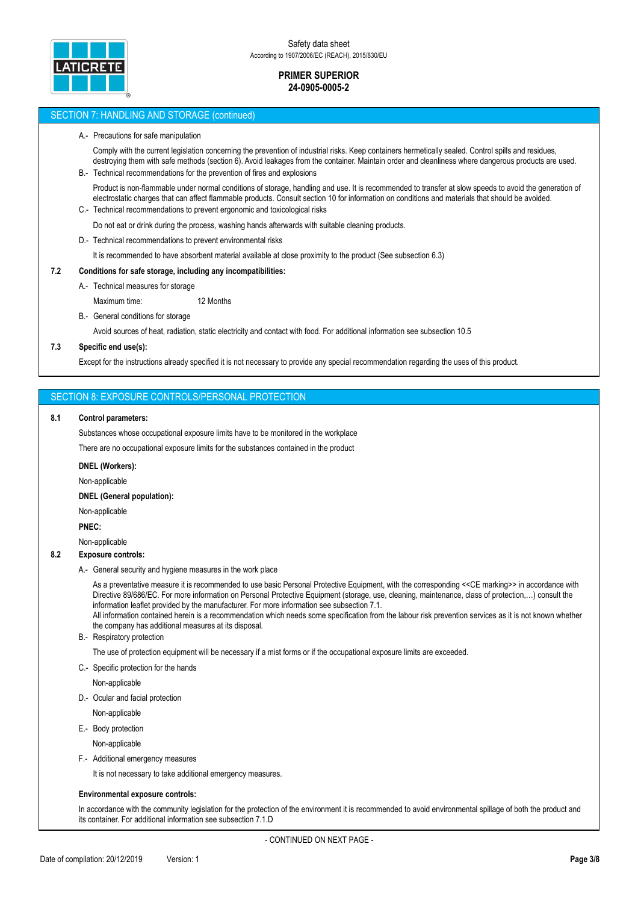## SECTION 7: HANDLING AND STORAGE (continued)

A.- Precautions for safe manipulation

Comply with the current legislation concerning the prevention of industrial risks. Keep containers hermetically sealed. Control spills and residues, destroying them with safe methods (section 6). Avoid leakages from the container. Maintain order and cleanliness where dangerous products are used.

B.- Technical recommendations for the prevention of fires and explosions

Product is non-flammable under normal conditions of storage, handling and use. It is recommended to transfer at slow speeds to avoid the generation of electrostatic charges that can affect flammable products. Consult section 10 for information on conditions and materials that should be avoided.

C.- Technical recommendations to prevent ergonomic and toxicological risks

Do not eat or drink during the process, washing hands afterwards with suitable cleaning products.

D.- Technical recommendations to prevent environmental risks

It is recommended to have absorbent material available at close proximity to the product (See subsection 6.3)

**7.2 Conditions for safe storage, including any incompatibilities:**

A.- Technical measures for storage

Maximum time: 12 Months

B.- General conditions for storage

Avoid sources of heat, radiation, static electricity and contact with food. For additional information see subsection 10.5

**7.3 Specific end use(s):**

Except for the instructions already specified it is not necessary to provide any special recommendation regarding the uses of this product.

## SECTION 8: EXPOSURE CONTROLS/PERSONAL PROTECTION

**8.1 Control parameters:**

Substances whose occupational exposure limits have to be monitored in the workplace

There are no occupational exposure limits for the substances contained in the product

**DNEL (Workers):**

Non-applicable

**DNEL (General population):**

Non-applicable

**PNEC:**

Non-applicable

**8.2 Exposure controls:**

A.- General security and hygiene measures in the work place

As a preventative measure it is recommended to use basic Personal Protective Equipment, with the corresponding <<CE marking>> in accordance with Directive 89/686/EC. For more information on Personal Protective Equipment (storage, use, cleaning, maintenance, class of protection,…) consult the information leaflet provided by the manufacturer. For more information see subsection 7.1.
All information contained herein is a recommendation which needs some specification from the labour risk prevention services as it is not known whether the company has additional measures at its disposal.

B.- Respiratory protection

The use of protection equipment will be necessary if a mist forms or if the occupational exposure limits are exceeded.

C.- Specific protection for the hands

Non-applicable

D.- Ocular and facial protection

Non-applicable

E.- Body protection

Non-applicable

F.- Additional emergency measures

It is not necessary to take additional emergency measures.

**Environmental exposure controls:**

In accordance with the community legislation for the protection of the environment it is recommended to avoid environmental spillage of both the product and its container. For additional information see subsection 7.1.D

- CONTINUED ON NEXT PAGE -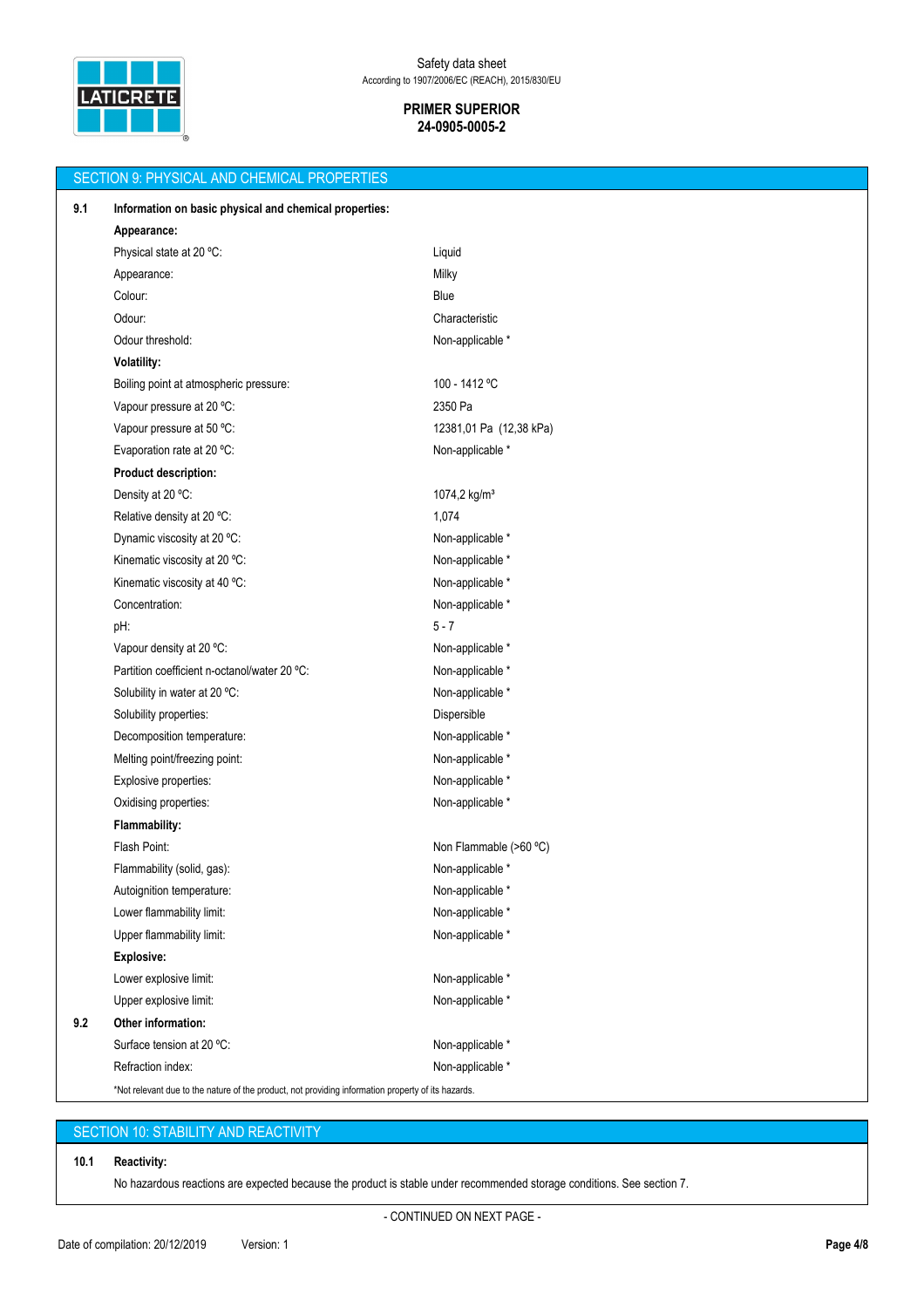## SECTION 9: PHYSICAL AND CHEMICAL PROPERTIES

**9.1 Information on basic physical and chemical properties:**

| | |
|---|---|
| **Appearance:** | |
| Physical state at 20 ºC: | Liquid |
| Appearance: | Milky |
| Colour: | Blue |
| Odour: | Characteristic |
| Odour threshold: | Non-applicable * |
| **Volatility:** | |
| Boiling point at atmospheric pressure: | 100 - 1412 ºC |
| Vapour pressure at 20 ºC: | 2350 Pa |
| Vapour pressure at 50 ºC: | 12381,01 Pa (12,38 kPa) |
| Evaporation rate at 20 ºC: | Non-applicable * |
| **Product description:** | |
| Density at 20 ºC: | 1074,2 kg/m³ |
| Relative density at 20 ºC: | 1,074 |
| Dynamic viscosity at 20 ºC: | Non-applicable * |
| Kinematic viscosity at 20 ºC: | Non-applicable * |
| Kinematic viscosity at 40 ºC: | Non-applicable * |
| Concentration: | Non-applicable * |
| pH: | 5 - 7 |
| Vapour density at 20 ºC: | Non-applicable * |
| Partition coefficient n-octanol/water 20 ºC: | Non-applicable * |
| Solubility in water at 20 ºC: | Non-applicable * |
| Solubility properties: | Dispersible |
| Decomposition temperature: | Non-applicable * |
| Melting point/freezing point: | Non-applicable * |
| Explosive properties: | Non-applicable * |
| Oxidising properties: | Non-applicable * |
| **Flammability:** | |
| Flash Point: | Non Flammable (>60 ºC) |
| Flammability (solid, gas): | Non-applicable * |
| Autoignition temperature: | Non-applicable * |
| Lower flammability limit: | Non-applicable * |
| Upper flammability limit: | Non-applicable * |
| **Explosive:** | |
| Lower explosive limit: | Non-applicable * |
| Upper explosive limit: | Non-applicable * |

**9.2 Other information:**

| | |
|---|---|
| Surface tension at 20 ºC: | Non-applicable * |
| Refraction index: | Non-applicable * |

*Not relevant due to the nature of the product, not providing information property of its hazards.

## SECTION 10: STABILITY AND REACTIVITY

**10.1 Reactivity:**

No hazardous reactions are expected because the product is stable under recommended storage conditions. See section 7.

- CONTINUED ON NEXT PAGE -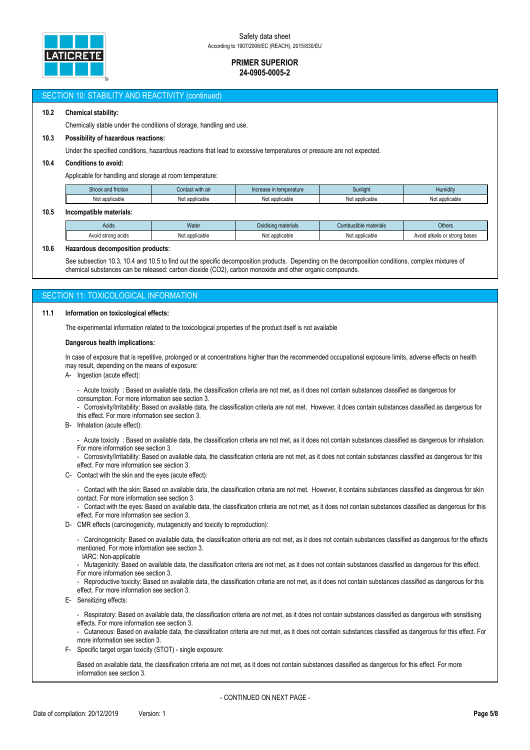## SECTION 10: STABILITY AND REACTIVITY (continued)

**10.2 Chemical stability:**

Chemically stable under the conditions of storage, handling and use.

**10.3 Possibility of hazardous reactions:**

Under the specified conditions, hazardous reactions that lead to excessive temperatures or pressure are not expected.

**10.4 Conditions to avoid:**

Applicable for handling and storage at room temperature:

| Shock and friction | Contact with air | Increase in temperature | Sunlight | Humidity |
|---|---|---|---|---|
| Not applicable | Not applicable | Not applicable | Not applicable | Not applicable |

**10.5 Incompatible materials:**

| Acids | Water | Oxidising materials | Combustible materials | Others |
|---|---|---|---|---|
| Avoid strong acids | Not applicable | Not applicable | Not applicable | Avoid alkalis or strong bases |

**10.6 Hazardous decomposition products:**

See subsection 10.3, 10.4 and 10.5 to find out the specific decomposition products. Depending on the decomposition conditions, complex mixtures of chemical substances can be released: carbon dioxide ($CO_2$), carbon monoxide and other organic compounds.

## SECTION 11: TOXICOLOGICAL INFORMATION

**11.1 Information on toxicological effects:**

The experimental information related to the toxicological properties of the product itself is not available

**Dangerous health implications:**

In case of exposure that is repetitive, prolonged or at concentrations higher than the recommended occupational exposure limits, adverse effects on health may result, depending on the means of exposure:

A- Ingestion (acute effect):

- Acute toxicity : Based on available data, the classification criteria are not met, as it does not contain substances classified as dangerous for consumption. For more information see section 3.
- Corrosivity/Irritability: Based on available data, the classification criteria are not met. However, it does contain substances classified as dangerous for this effect. For more information see section 3.

B- Inhalation (acute effect):

- Acute toxicity : Based on available data, the classification criteria are not met, as it does not contain substances classified as dangerous for inhalation. For more information see section 3.
- Corrosivity/Irritability: Based on available data, the classification criteria are not met, as it does not contain substances classified as dangerous for this effect. For more information see section 3.

C- Contact with the skin and the eyes (acute effect):

- Contact with the skin: Based on available data, the classification criteria are not met. However, it contains substances classified as dangerous for skin contact. For more information see section 3.
- Contact with the eyes: Based on available data, the classification criteria are not met, as it does not contain substances classified as dangerous for this effect. For more information see section 3.

D- CMR effects (carcinogenicity, mutagenicity and toxicity to reproduction):

- Carcinogenicity: Based on available data, the classification criteria are not met, as it does not contain substances classified as dangerous for the effects mentioned. For more information see section 3.
  IARC: Non-applicable
- Mutagenicity: Based on available data, the classification criteria are not met, as it does not contain substances classified as dangerous for this effect. For more information see section 3.
- Reproductive toxicity: Based on available data, the classification criteria are not met, as it does not contain substances classified as dangerous for this effect. For more information see section 3.

E- Sensitizing effects:

- Respiratory: Based on available data, the classification criteria are not met, as it does not contain substances classified as dangerous with sensitising effects. For more information see section 3.
- Cutaneous: Based on available data, the classification criteria are not met, as it does not contain substances classified as dangerous for this effect. For more information see section 3.

F- Specific target organ toxicity (STOT) - single exposure:

Based on available data, the classification criteria are not met, as it does not contain substances classified as dangerous for this effect. For more information see section 3.

- CONTINUED ON NEXT PAGE -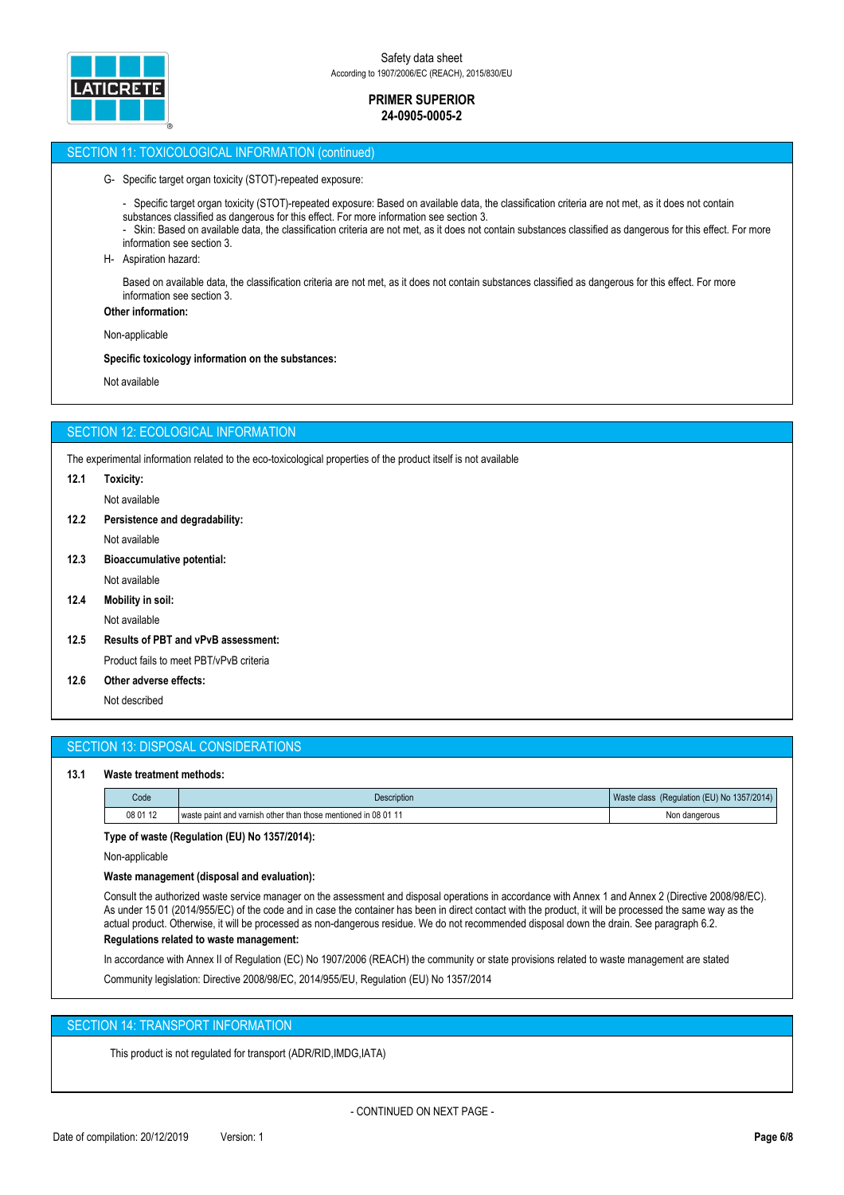## SECTION 11: TOXICOLOGICAL INFORMATION (continued)

G- Specific target organ toxicity (STOT)-repeated exposure:

- Specific target organ toxicity (STOT)-repeated exposure: Based on available data, the classification criteria are not met, as it does not contain substances classified as dangerous for this effect. For more information see section 3.
- Skin: Based on available data, the classification criteria are not met, as it does not contain substances classified as dangerous for this effect. For more information see section 3.

H- Aspiration hazard:

Based on available data, the classification criteria are not met, as it does not contain substances classified as dangerous for this effect. For more information see section 3.

**Other information:**

Non-applicable

**Specific toxicology information on the substances:**

Not available

## SECTION 12: ECOLOGICAL INFORMATION

The experimental information related to the eco-toxicological properties of the product itself is not available

**12.1 Toxicity:**

Not available

**12.2 Persistence and degradability:**

Not available

**12.3 Bioaccumulative potential:**

Not available

**12.4 Mobility in soil:**

Not available

**12.5 Results of PBT and vPvB assessment:**

Product fails to meet PBT/vPvB criteria

**12.6 Other adverse effects:**

Not described

## SECTION 13: DISPOSAL CONSIDERATIONS

**13.1 Waste treatment methods:**

| Code | Description | Waste class (Regulation (EU) No 1357/2014) |
|---|---|---|
| 08 01 12 | waste paint and varnish other than those mentioned in 08 01 11 | Non dangerous |

**Type of waste (Regulation (EU) No 1357/2014):**

Non-applicable

**Waste management (disposal and evaluation):**

Consult the authorized waste service manager on the assessment and disposal operations in accordance with Annex 1 and Annex 2 (Directive 2008/98/EC). As under 15 01 (2014/955/EC) of the code and in case the container has been in direct contact with the product, it will be processed the same way as the actual product. Otherwise, it will be processed as non-dangerous residue. We do not recommended disposal down the drain. See paragraph 6.2.

**Regulations related to waste management:**

In accordance with Annex II of Regulation (EC) No 1907/2006 (REACH) the community or state provisions related to waste management are stated

Community legislation: Directive 2008/98/EC, 2014/955/EU, Regulation (EU) No 1357/2014

## SECTION 14: TRANSPORT INFORMATION

This product is not regulated for transport (ADR/RID,IMDG,IATA)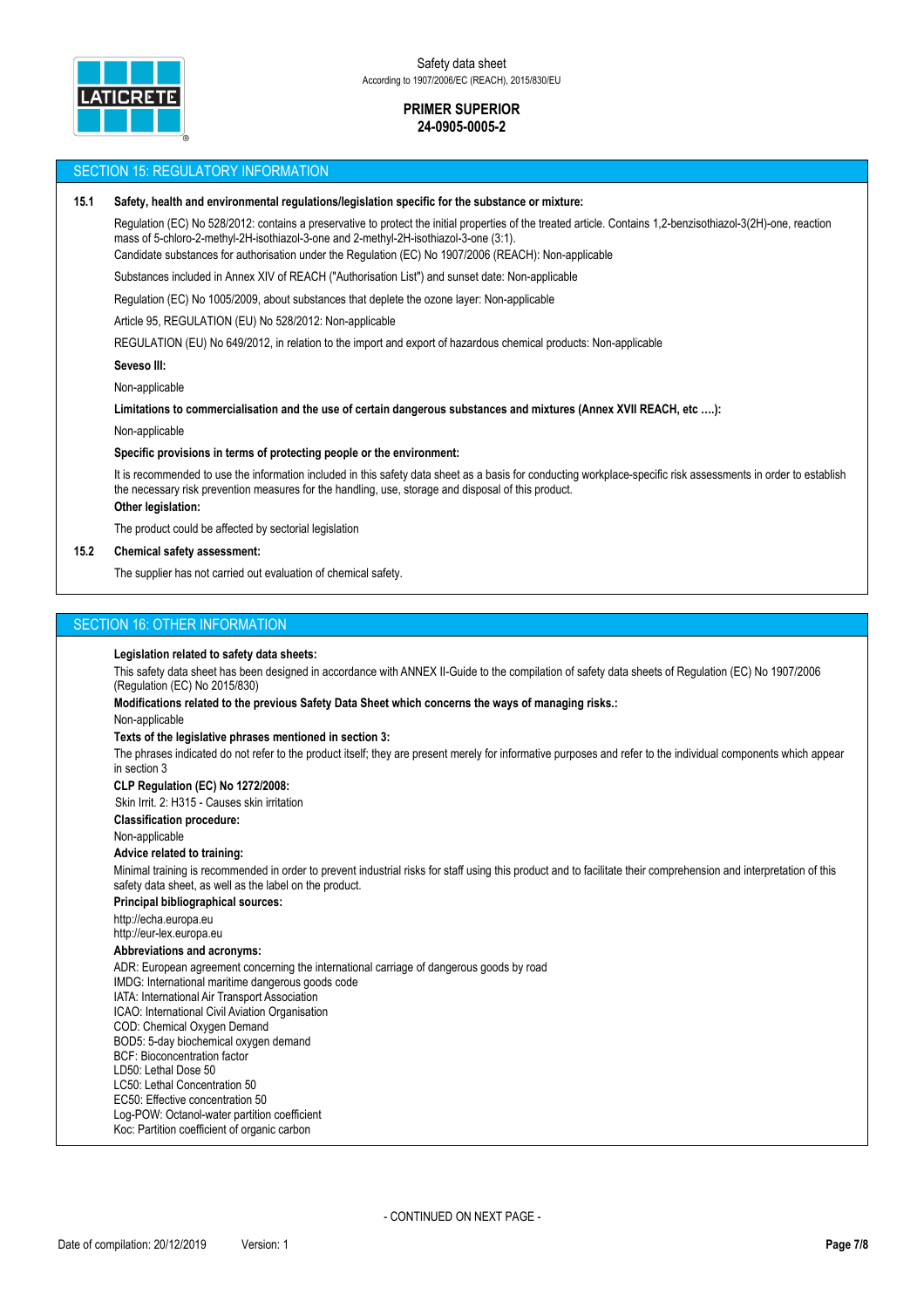## SECTION 15: REGULATORY INFORMATION

**15.1 Safety, health and environmental regulations/legislation specific for the substance or mixture:**

Regulation (EC) No 528/2012: contains a preservative to protect the initial properties of the treated article. Contains 1,2-benzisothiazol-3(2H)-one, reaction mass of 5-chloro-2-methyl-2H-isothiazol-3-one and 2-methyl-2H-isothiazol-3-one (3:1).

Candidate substances for authorisation under the Regulation (EC) No 1907/2006 (REACH): Non-applicable

Substances included in Annex XIV of REACH ("Authorisation List") and sunset date: Non-applicable

Regulation (EC) No 1005/2009, about substances that deplete the ozone layer: Non-applicable

Article 95, REGULATION (EU) No 528/2012: Non-applicable

REGULATION (EU) No 649/2012, in relation to the import and export of hazardous chemical products: Non-applicable

**Seveso III:**

Non-applicable

**Limitations to commercialisation and the use of certain dangerous substances and mixtures (Annex XVII REACH, etc ….):**

Non-applicable

**Specific provisions in terms of protecting people or the environment:**

It is recommended to use the information included in this safety data sheet as a basis for conducting workplace-specific risk assessments in order to establish the necessary risk prevention measures for the handling, use, storage and disposal of this product.

**Other legislation:**

The product could be affected by sectorial legislation

**15.2 Chemical safety assessment:**

The supplier has not carried out evaluation of chemical safety.

## SECTION 16: OTHER INFORMATION

**Legislation related to safety data sheets:**

This safety data sheet has been designed in accordance with ANNEX II-Guide to the compilation of safety data sheets of Regulation (EC) No 1907/2006 (Regulation (EC) No 2015/830)

**Modifications related to the previous Safety Data Sheet which concerns the ways of managing risks.:**

Non-applicable

**Texts of the legislative phrases mentioned in section 3:**

The phrases indicated do not refer to the product itself; they are present merely for informative purposes and refer to the individual components which appear in section 3

**CLP Regulation (EC) No 1272/2008:**

Skin Irrit. 2: H315 - Causes skin irritation

**Classification procedure:**

Non-applicable

**Advice related to training:**

Minimal training is recommended in order to prevent industrial risks for staff using this product and to facilitate their comprehension and interpretation of this safety data sheet, as well as the label on the product.

**Principal bibliographical sources:**

http://echa.europa.eu
http://eur-lex.europa.eu

**Abbreviations and acronyms:**

ADR: European agreement concerning the international carriage of dangerous goods by road
IMDG: International maritime dangerous goods code
IATA: International Air Transport Association
ICAO: International Civil Aviation Organisation
COD: Chemical Oxygen Demand
BOD5: 5-day biochemical oxygen demand
BCF: Bioconcentration factor
LD50: Lethal Dose 50
LC50: Lethal Concentration 50
EC50: Effective concentration 50
Log-POW: Octanol-water partition coefficient
Koc: Partition coefficient of organic carbon

- CONTINUED ON NEXT PAGE -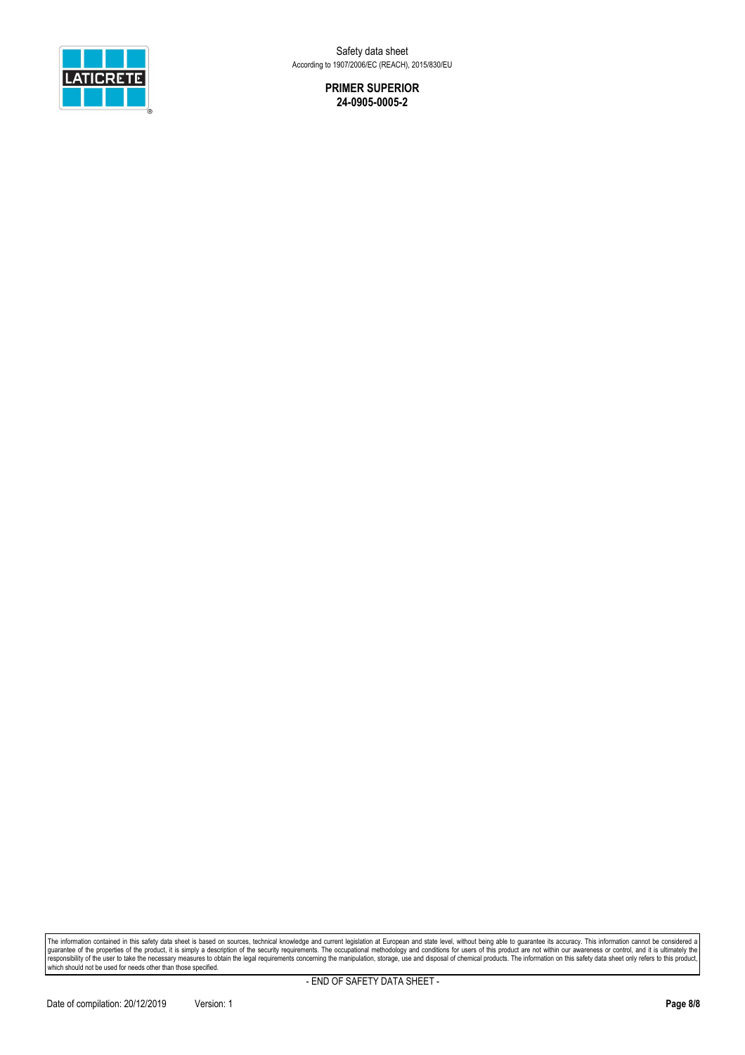The information contained in this safety data sheet is based on sources, technical knowledge and current legislation at European and state level, without being able to guarantee its accuracy. This information cannot be considered a guarantee of the properties of the product, it is simply a description of the security requirements. The occupational methodology and conditions for users of this product are not within our awareness or control, and it is ultimately the responsibility of the user to take the necessary measures to obtain the legal requirements concerning the manipulation, storage, use and disposal of chemical products. The information on this safety data sheet only refers to this product, which should not be used for needs other than those specified.

- END OF SAFETY DATA SHEET -